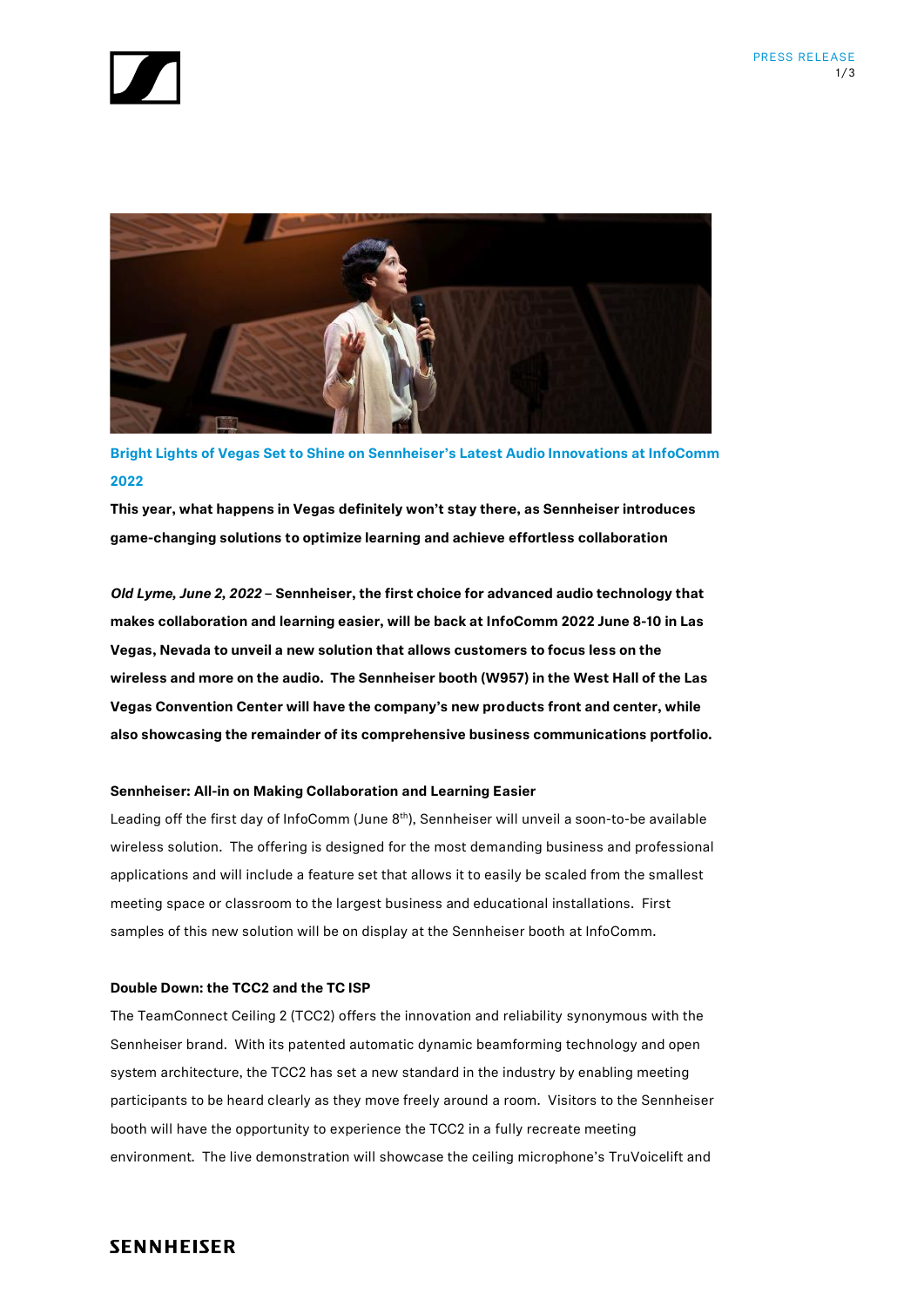## Bright Lights of Vegas Set to Shine on Sennheiser's Latest Audio Innovations at InfoComm 2022

**This year, what happens in Vegas definitely won't stay there, as Sennheiser introduces game-changing solutions to optimize learning and achieve effortless collaboration**

***Old Lyme, June 2, 2022*** **– Sennheiser, the first choice for advanced audio technology that makes collaboration and learning easier, will be back at InfoComm 2022 June 8-10 in Las Vegas, Nevada to unveil a new solution that allows customers to focus less on the wireless and more on the audio. The Sennheiser booth (W957) in the West Hall of the Las Vegas Convention Center will have the company's new products front and center, while also showcasing the remainder of its comprehensive business communications portfolio.**

### Sennheiser: All-in on Making Collaboration and Learning Easier

Leading off the first day of InfoComm (June 8th), Sennheiser will unveil a soon-to-be available wireless solution. The offering is designed for the most demanding business and professional applications and will include a feature set that allows it to easily be scaled from the smallest meeting space or classroom to the largest business and educational installations. First samples of this new solution will be on display at the Sennheiser booth at InfoComm.

### Double Down: the TCC2 and the TC ISP

The TeamConnect Ceiling 2 (TCC2) offers the innovation and reliability synonymous with the Sennheiser brand. With its patented automatic dynamic beamforming technology and open system architecture, the TCC2 has set a new standard in the industry by enabling meeting participants to be heard clearly as they move freely around a room. Visitors to the Sennheiser booth will have the opportunity to experience the TCC2 in a fully recreate meeting environment. The live demonstration will showcase the ceiling microphone's TruVoicelift and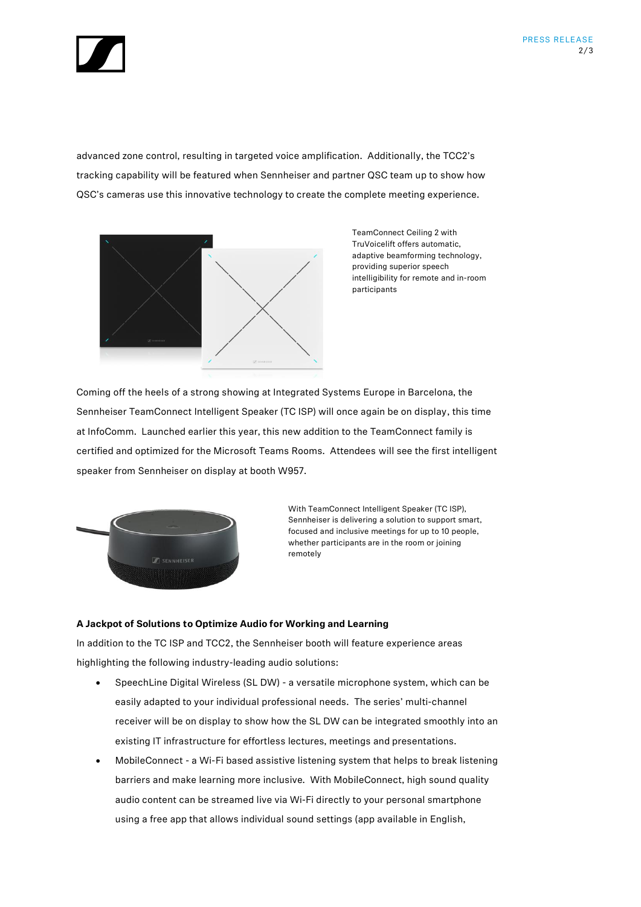advanced zone control, resulting in targeted voice amplification. Additionally, the TCC2's tracking capability will be featured when Sennheiser and partner QSC team up to show how QSC's cameras use this innovative technology to create the complete meeting experience.

TeamConnect Ceiling 2 with TruVoicelift offers automatic, adaptive beamforming technology, providing superior speech intelligibility for remote and in-room participants

Coming off the heels of a strong showing at Integrated Systems Europe in Barcelona, the Sennheiser TeamConnect Intelligent Speaker (TC ISP) will once again be on display, this time at InfoComm. Launched earlier this year, this new addition to the TeamConnect family is certified and optimized for the Microsoft Teams Rooms. Attendees will see the first intelligent speaker from Sennheiser on display at booth W957.

With TeamConnect Intelligent Speaker (TC ISP), Sennheiser is delivering a solution to support smart, focused and inclusive meetings for up to 10 people, whether participants are in the room or joining remotely

**A Jackpot of Solutions to Optimize Audio for Working and Learning**

In addition to the TC ISP and TCC2, the Sennheiser booth will feature experience areas highlighting the following industry-leading audio solutions:

- SpeechLine Digital Wireless (SL DW) - a versatile microphone system, which can be easily adapted to your individual professional needs. The series' multi-channel receiver will be on display to show how the SL DW can be integrated smoothly into an existing IT infrastructure for effortless lectures, meetings and presentations.
- MobileConnect - a Wi-Fi based assistive listening system that helps to break listening barriers and make learning more inclusive. With MobileConnect, high sound quality audio content can be streamed live via Wi-Fi directly to your personal smartphone using a free app that allows individual sound settings (app available in English,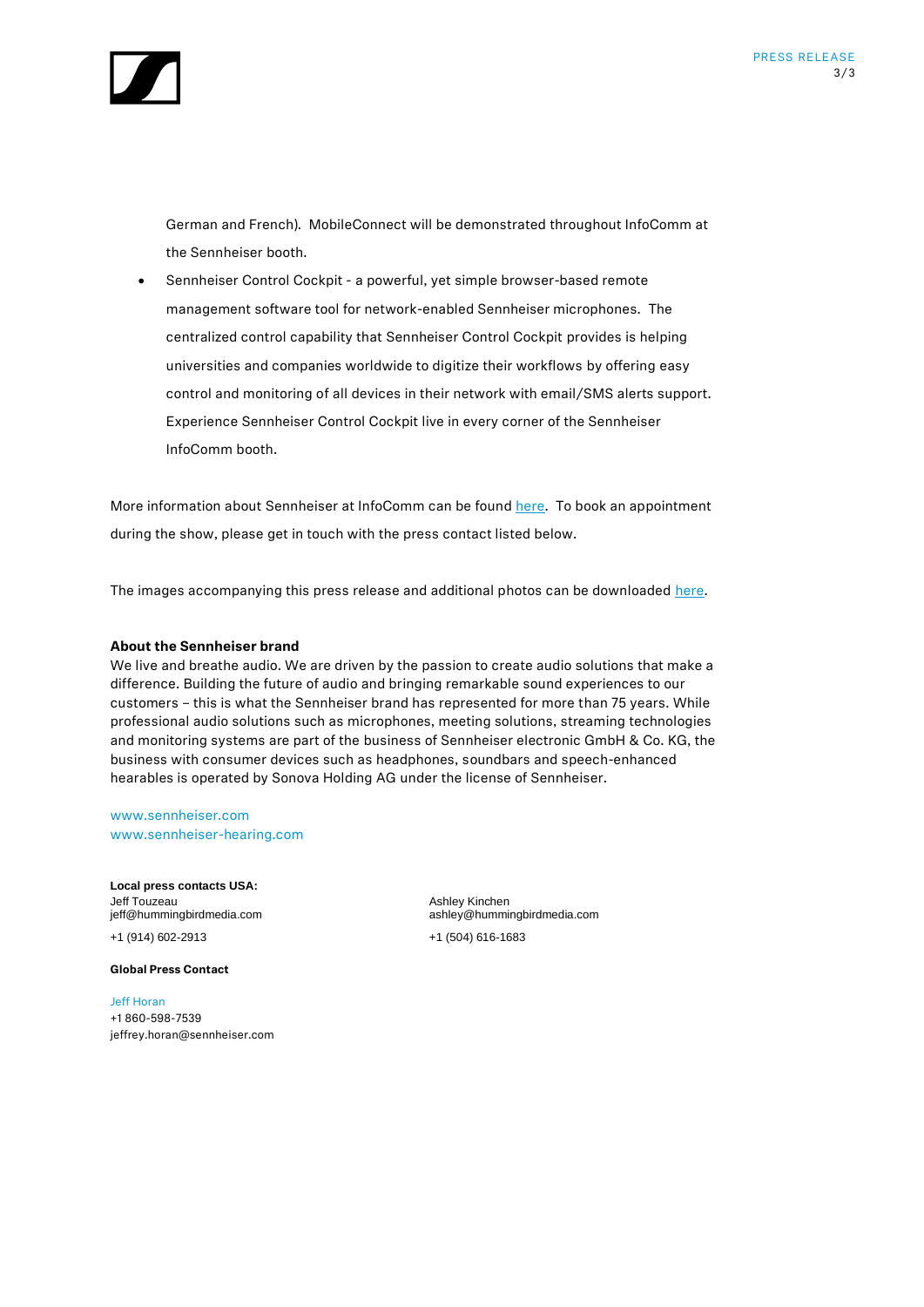German and French). MobileConnect will be demonstrated throughout InfoComm at the Sennheiser booth.

- Sennheiser Control Cockpit - a powerful, yet simple browser-based remote management software tool for network-enabled Sennheiser microphones. The centralized control capability that Sennheiser Control Cockpit provides is helping universities and companies worldwide to digitize their workflows by offering easy control and monitoring of all devices in their network with email/SMS alerts support. Experience Sennheiser Control Cockpit live in every corner of the Sennheiser InfoComm booth.

More information about Sennheiser at InfoComm can be found here. To book an appointment during the show, please get in touch with the press contact listed below.

The images accompanying this press release and additional photos can be downloaded here.

**About the Sennheiser brand**

We live and breathe audio. We are driven by the passion to create audio solutions that make a difference. Building the future of audio and bringing remarkable sound experiences to our customers – this is what the Sennheiser brand has represented for more than 75 years. While professional audio solutions such as microphones, meeting solutions, streaming technologies and monitoring systems are part of the business of Sennheiser electronic GmbH & Co. KG, the business with consumer devices such as headphones, soundbars and speech-enhanced hearables is operated by Sonova Holding AG under the license of Sennheiser.

www.sennheiser.com
www.sennheiser-hearing.com

**Local press contacts USA:**

Jeff Touzeau
jeff@hummingbirdmedia.com
+1 (914) 602-2913

Ashley Kinchen
ashley@hummingbirdmedia.com
+1 (504) 616-1683

**Global Press Contact**

Jeff Horan
+1 860-598-7539
jeffrey.horan@sennheiser.com